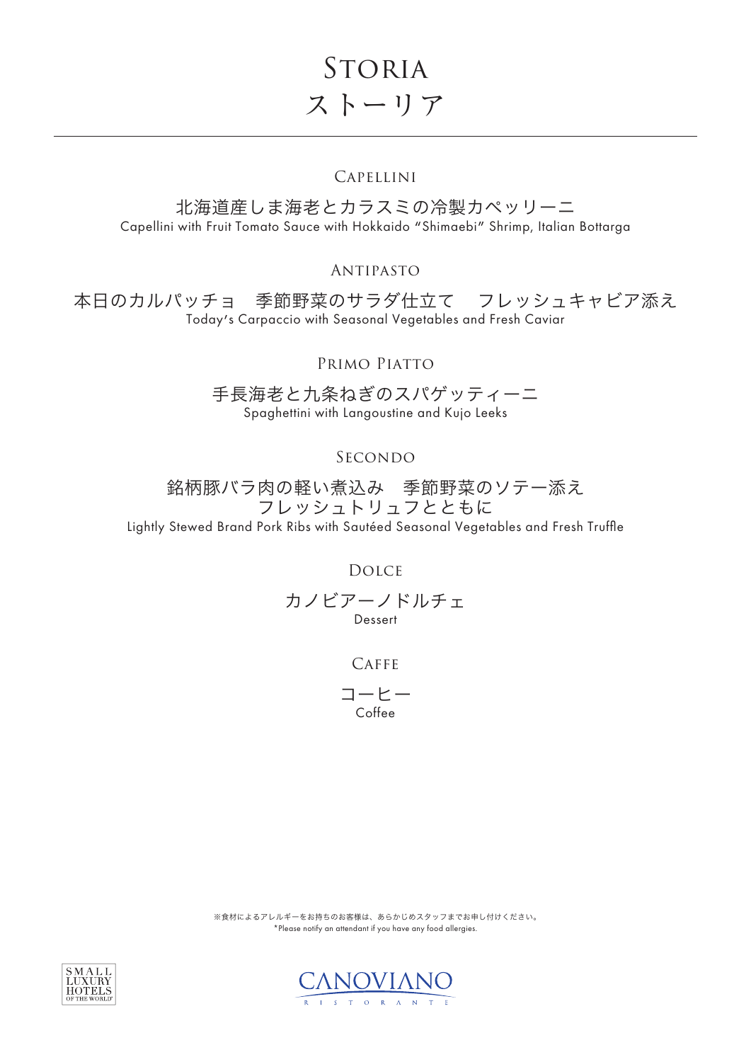# Storia
# ストーリア

---

## Capellini

北海道産しま海老とカラスミの冷製カペッリーニ
Capellini with Fruit Tomato Sauce with Hokkaido "Shimaebi" Shrimp, Italian Bottarga

## Antipasto

本日のカルパッチョ　季節野菜のサラダ仕立て　フレッシュキャビア添え
Today's Carpaccio with Seasonal Vegetables and Fresh Caviar

## Primo Piatto

手長海老と九条ねぎのスパゲッティーニ
Spaghettini with Langoustine and Kujo Leeks

## Secondo

銘柄豚バラ肉の軽い煮込み　季節野菜のソテー添え
フレッシュトリュフとともに
Lightly Stewed Brand Pork Ribs with Sautéed Seasonal Vegetables and Fresh Truffle

## Dolce

カノビアーノドルチェ
Dessert

## Caffe

コーヒー
Coffee

※食材によるアレルギーをお持ちのお客様は、あらかじめスタッフまでお申し付けください。
*Please notify an attendant if you have any food allergies.

SMALL LUXURY HOTELS OF THE WORLD

CANOVIANO RISTORANTE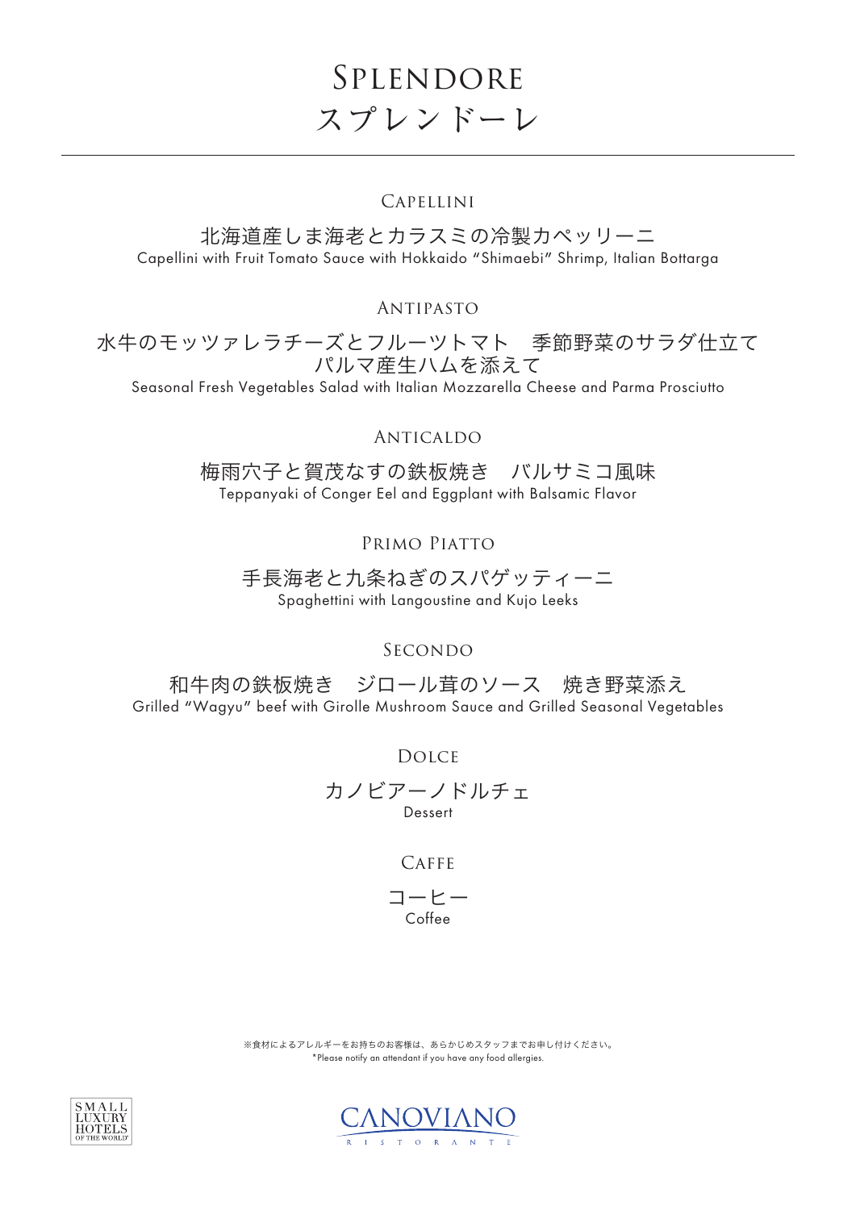# Splendore
# スプレンドーレ

---

## Capellini

北海道産しま海老とカラスミの冷製カペッリーニ
Capellini with Fruit Tomato Sauce with Hokkaido "Shimaebi" Shrimp, Italian Bottarga

## Antipasto

水牛のモッツァレラチーズとフルーツトマト　季節野菜のサラダ仕立て
パルマ産生ハムを添えて
Seasonal Fresh Vegetables Salad with Italian Mozzarella Cheese and Parma Prosciutto

## Anticaldo

梅雨穴子と賀茂なすの鉄板焼き　バルサミコ風味
Teppanyaki of Conger Eel and Eggplant with Balsamic Flavor

## Primo Piatto

手長海老と九条ねぎのスパゲッティーニ
Spaghettini with Langoustine and Kujo Leeks

## Secondo

和牛肉の鉄板焼き　ジロール茸のソース　焼き野菜添え
Grilled "Wagyu" beef with Girolle Mushroom Sauce and Grilled Seasonal Vegetables

## Dolce

カノビアーノドルチェ
Dessert

## Caffe

コーヒー
Coffee

※食材によるアレルギーをお持ちのお客様は、あらかじめスタッフまでお申し付けください。
*Please notify an attendant if you have any food allergies.

SMALL LUXURY HOTELS OF THE WORLD

CANOVIANO RISTORANTE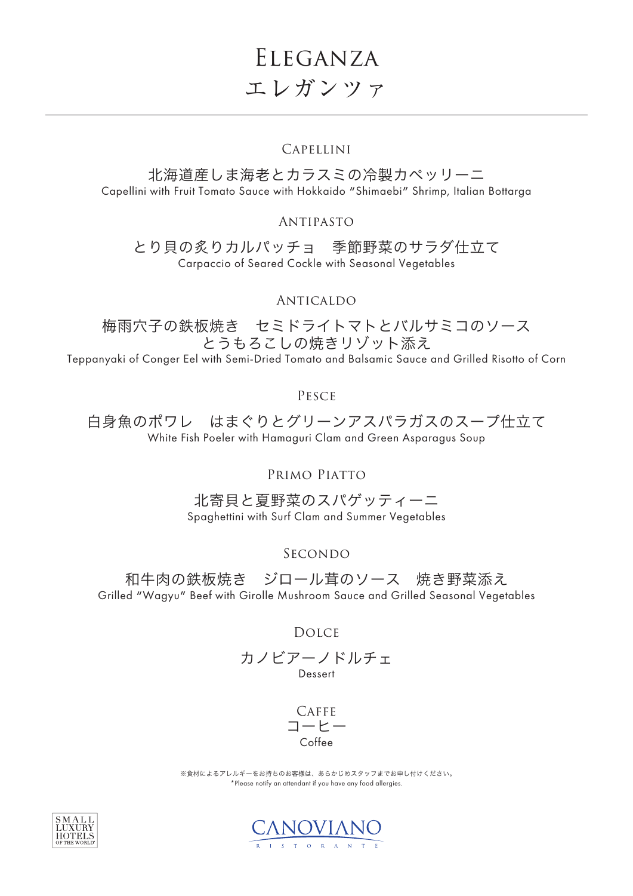# Eleganza
# エレガンツァ

## Capellini

北海道産しま海老とカラスミの冷製カペッリーニ
Capellini with Fruit Tomato Sauce with Hokkaido "Shimaebi" Shrimp, Italian Bottarga

## Antipasto

とり貝の炙りカルパッチョ　季節野菜のサラダ仕立て
Carpaccio of Seared Cockle with Seasonal Vegetables

## Anticaldo

梅雨穴子の鉄板焼き　セミドライトマトとバルサミコのソース
とうもろこしの焼きリゾット添え
Teppanyaki of Conger Eel with Semi-Dried Tomato and Balsamic Sauce and Grilled Risotto of Corn

## Pesce

白身魚のポワレ　はまぐりとグリーンアスパラガスのスープ仕立て
White Fish Poeler with Hamaguri Clam and Green Asparagus Soup

## Primo Piatto

北寄貝と夏野菜のスパゲッティーニ
Spaghettini with Surf Clam and Summer Vegetables

## Secondo

和牛肉の鉄板焼き　ジロール茸のソース　焼き野菜添え
Grilled "Wagyu" Beef with Girolle Mushroom Sauce and Grilled Seasonal Vegetables

## Dolce

カノビアーノドルチェ
Dessert

## Caffe

コーヒー
Coffee

※食材によるアレルギーをお持ちのお客様は、あらかじめスタッフまでお申し付けください。
*Please notify an attendant if you have any food allergies.

SMALL LUXURY HOTELS OF THE WORLD

CANOVIANO RISTORANTE